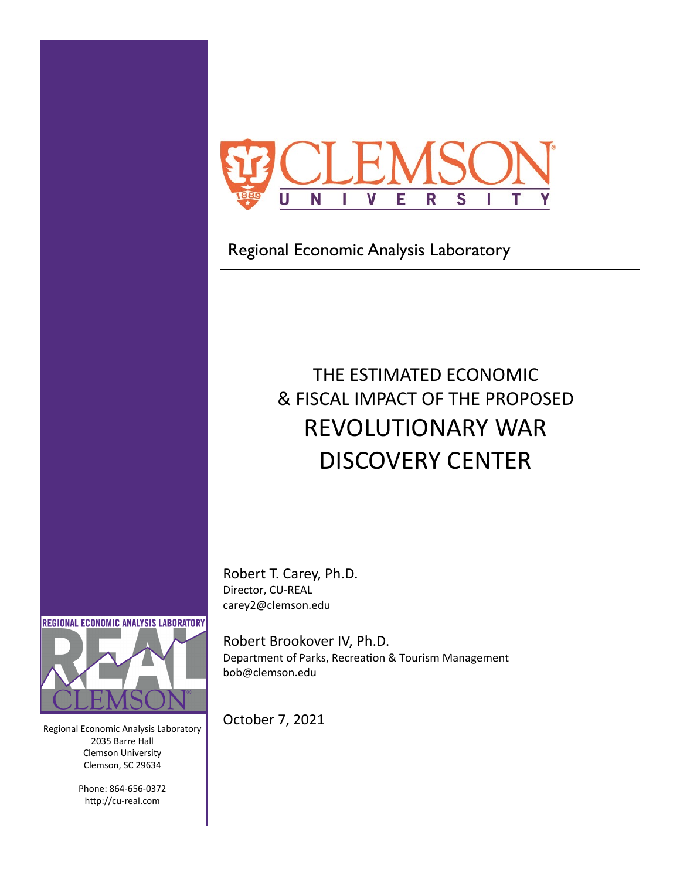Regional Economic Analysis Laboratory

# THE ESTIMATED ECONOMIC & FISCAL IMPACT OF THE PROPOSED REVOLUTIONARY WAR DISCOVERY CENTER

Robert T. Carey, Ph.D.
Director, CU-REAL
carey2@clemson.edu

Robert Brookover IV, Ph.D.
Department of Parks, Recreation & Tourism Management
bob@clemson.edu

October 7, 2021

Regional Economic Analysis Laboratory
2035 Barre Hall
Clemson University
Clemson, SC 29634

Phone: 864-656-0372
http://cu-real.com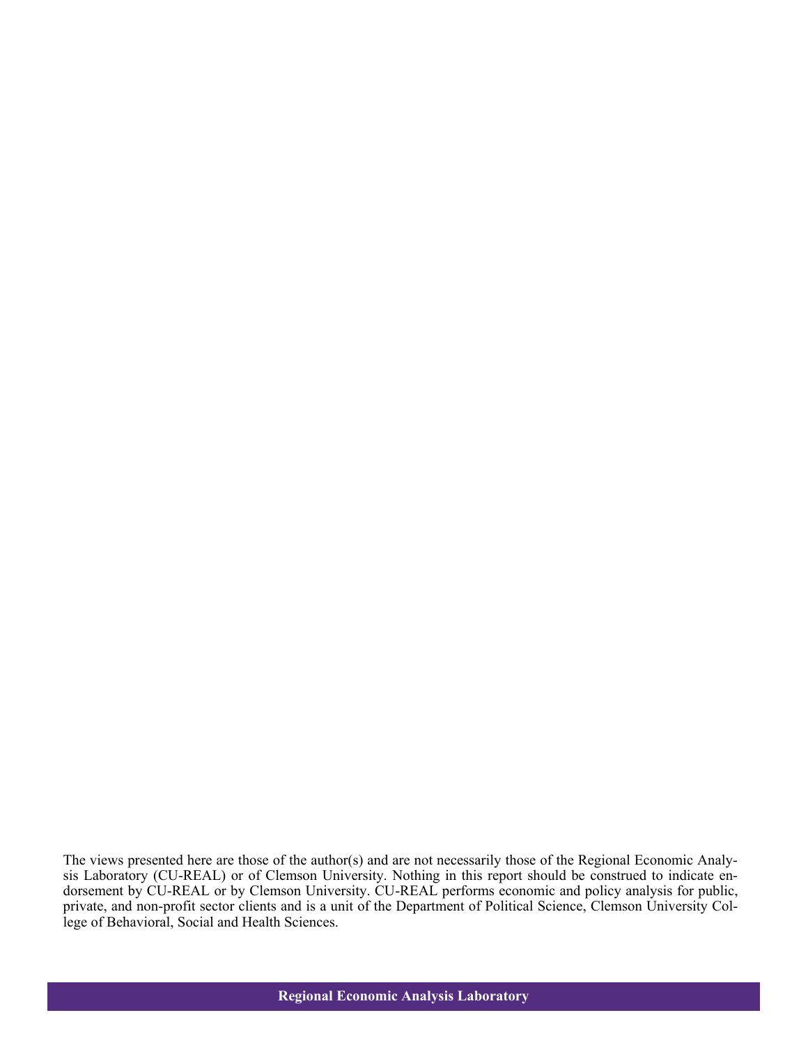The views presented here are those of the author(s) and are not necessarily those of the Regional Economic Analysis Laboratory (CU-REAL) or of Clemson University. Nothing in this report should be construed to indicate endorsement by CU-REAL or by Clemson University. CU-REAL performs economic and policy analysis for public, private, and non-profit sector clients and is a unit of the Department of Political Science, Clemson University College of Behavioral, Social and Health Sciences.

**Regional Economic Analysis Laboratory**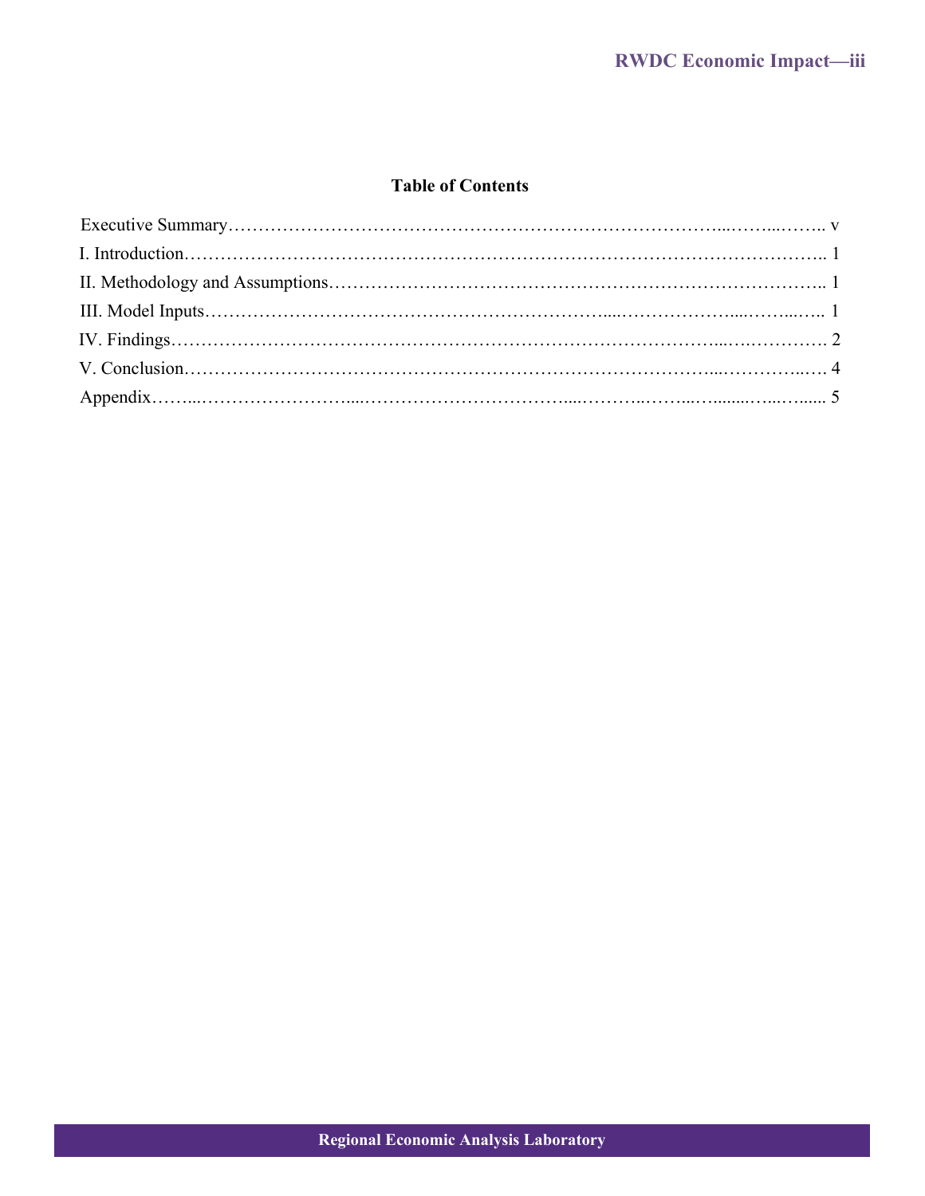# Table of Contents

Executive Summary……………………………………………………………………...……...…….. v
I. Introduction………………………………………………………………………………………….. 1
II. Methodology and Assumptions…………………………………………………………………….. 1
III. Model Inputs………………………………………………………....………………....……...….. 1
IV. Findings……………………………………………………………………………...….…………. 2
V. Conclusion……………………………………………………………………...…………...…. 4
Appendix……...……………………....……………………………....………..……...….........…...…..... 5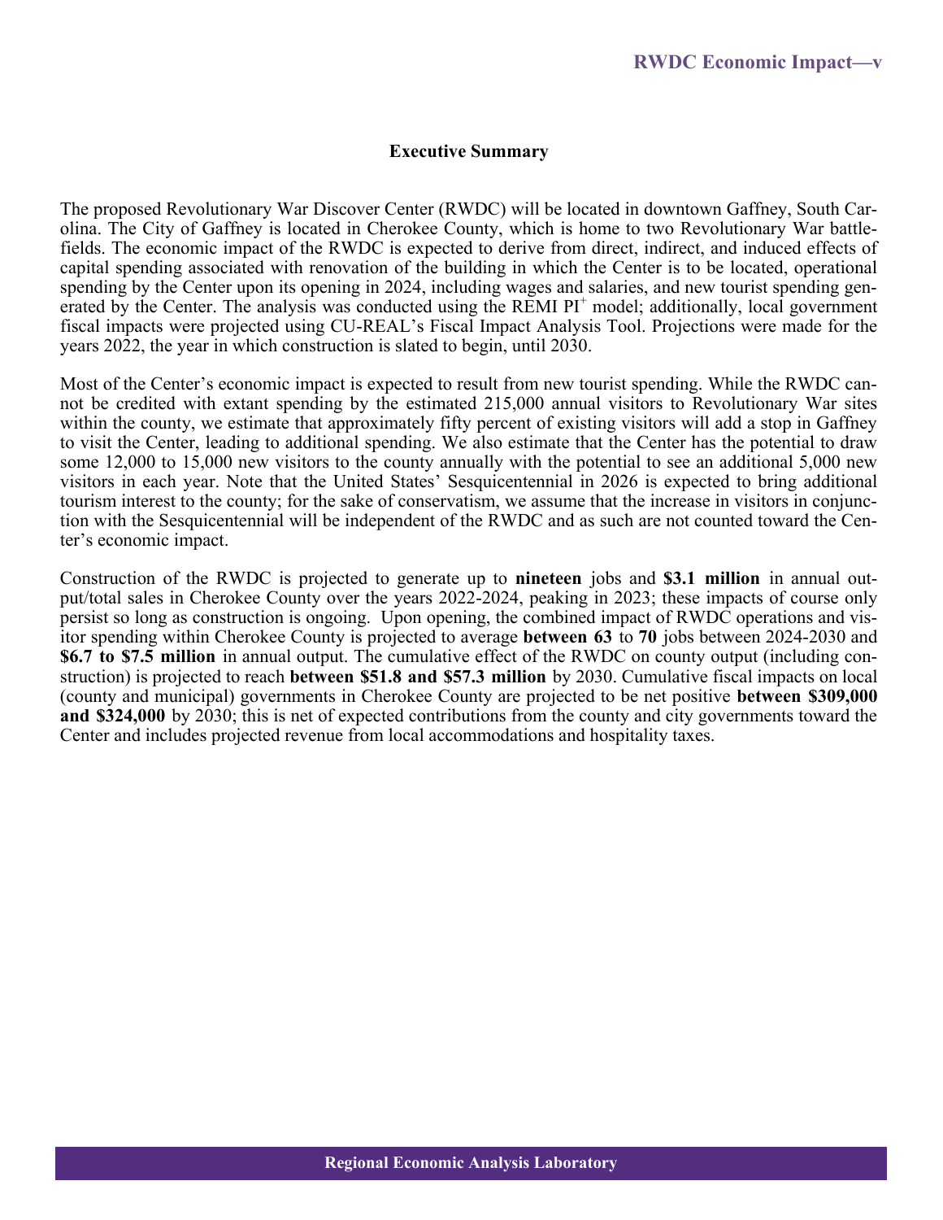## Executive Summary

The proposed Revolutionary War Discover Center (RWDC) will be located in downtown Gaffney, South Carolina. The City of Gaffney is located in Cherokee County, which is home to two Revolutionary War battlefields. The economic impact of the RWDC is expected to derive from direct, indirect, and induced effects of capital spending associated with renovation of the building in which the Center is to be located, operational spending by the Center upon its opening in 2024, including wages and salaries, and new tourist spending generated by the Center. The analysis was conducted using the REMI $PI^+$ model; additionally, local government fiscal impacts were projected using CU-REAL's Fiscal Impact Analysis Tool. Projections were made for the years 2022, the year in which construction is slated to begin, until 2030.

Most of the Center's economic impact is expected to result from new tourist spending. While the RWDC cannot be credited with extant spending by the estimated 215,000 annual visitors to Revolutionary War sites within the county, we estimate that approximately fifty percent of existing visitors will add a stop in Gaffney to visit the Center, leading to additional spending. We also estimate that the Center has the potential to draw some 12,000 to 15,000 new visitors to the county annually with the potential to see an additional 5,000 new visitors in each year. Note that the United States' Sesquicentennial in 2026 is expected to bring additional tourism interest to the county; for the sake of conservatism, we assume that the increase in visitors in conjunction with the Sesquicentennial will be independent of the RWDC and as such are not counted toward the Center's economic impact.

Construction of the RWDC is projected to generate up to **nineteen** jobs and **$3.1 million** in annual output/total sales in Cherokee County over the years 2022-2024, peaking in 2023; these impacts of course only persist so long as construction is ongoing. Upon opening, the combined impact of RWDC operations and visitor spending within Cherokee County is projected to average **between 63** to **70** jobs between 2024-2030 and **$6.7 to $7.5 million** in annual output. The cumulative effect of the RWDC on county output (including construction) is projected to reach **between $51.8 and $57.3 million** by 2030. Cumulative fiscal impacts on local (county and municipal) governments in Cherokee County are projected to be net positive **between $309,000 and $324,000** by 2030; this is net of expected contributions from the county and city governments toward the Center and includes projected revenue from local accommodations and hospitality taxes.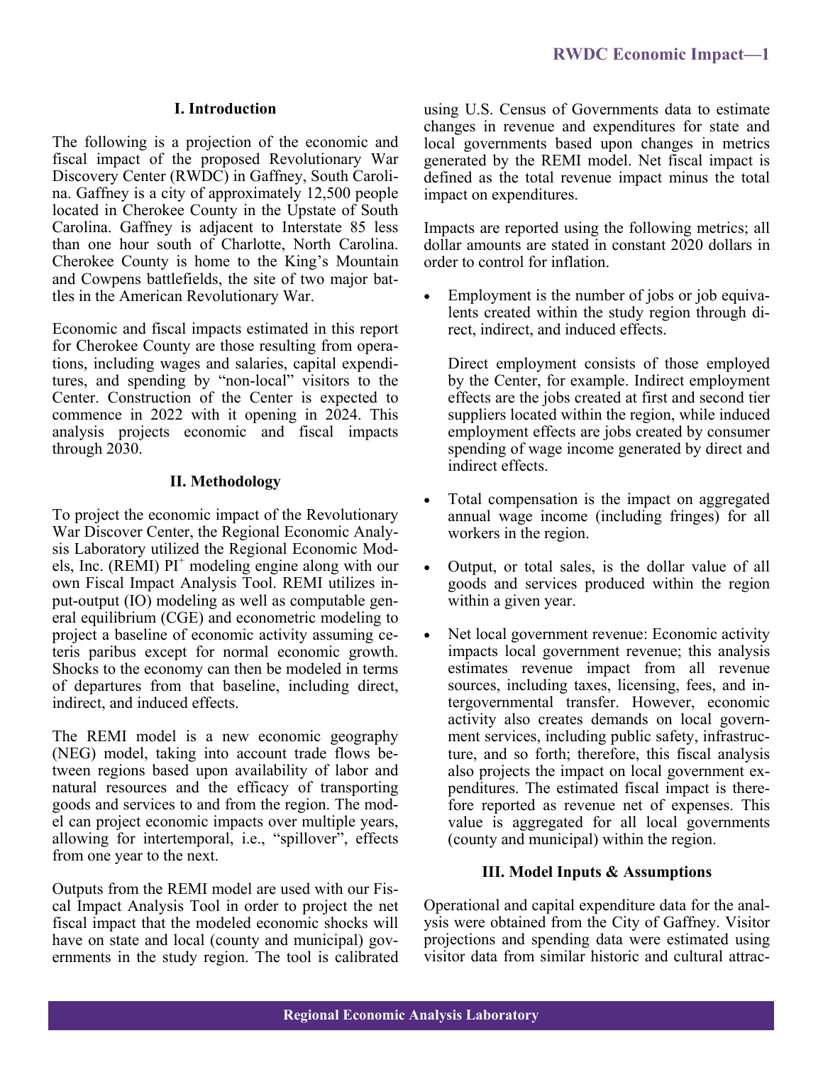## I. Introduction

The following is a projection of the economic and fiscal impact of the proposed Revolutionary War Discovery Center (RWDC) in Gaffney, South Carolina. Gaffney is a city of approximately 12,500 people located in Cherokee County in the Upstate of South Carolina. Gaffney is adjacent to Interstate 85 less than one hour south of Charlotte, North Carolina. Cherokee County is home to the King's Mountain and Cowpens battlefields, the site of two major battles in the American Revolutionary War.

Economic and fiscal impacts estimated in this report for Cherokee County are those resulting from operations, including wages and salaries, capital expenditures, and spending by "non-local" visitors to the Center. Construction of the Center is expected to commence in 2022 with it opening in 2024. This analysis projects economic and fiscal impacts through 2030.

## II. Methodology

To project the economic impact of the Revolutionary War Discover Center, the Regional Economic Analysis Laboratory utilized the Regional Economic Models, Inc. (REMI) PI$^+$ modeling engine along with our own Fiscal Impact Analysis Tool. REMI utilizes input-output (IO) modeling as well as computable general equilibrium (CGE) and econometric modeling to project a baseline of economic activity assuming ceteris paribus except for normal economic growth. Shocks to the economy can then be modeled in terms of departures from that baseline, including direct, indirect, and induced effects.

The REMI model is a new economic geography (NEG) model, taking into account trade flows between regions based upon availability of labor and natural resources and the efficacy of transporting goods and services to and from the region. The model can project economic impacts over multiple years, allowing for intertemporal, i.e., "spillover", effects from one year to the next.

Outputs from the REMI model are used with our Fiscal Impact Analysis Tool in order to project the net fiscal impact that the modeled economic shocks will have on state and local (county and municipal) governments in the study region. The tool is calibrated using U.S. Census of Governments data to estimate changes in revenue and expenditures for state and local governments based upon changes in metrics generated by the REMI model. Net fiscal impact is defined as the total revenue impact minus the total impact on expenditures.

Impacts are reported using the following metrics; all dollar amounts are stated in constant 2020 dollars in order to control for inflation.

- Employment is the number of jobs or job equivalents created within the study region through direct, indirect, and induced effects.

  Direct employment consists of those employed by the Center, for example. Indirect employment effects are the jobs created at first and second tier suppliers located within the region, while induced employment effects are jobs created by consumer spending of wage income generated by direct and indirect effects.

- Total compensation is the impact on aggregated annual wage income (including fringes) for all workers in the region.

- Output, or total sales, is the dollar value of all goods and services produced within the region within a given year.

- Net local government revenue: Economic activity impacts local government revenue; this analysis estimates revenue impact from all revenue sources, including taxes, licensing, fees, and intergovernmental transfer. However, economic activity also creates demands on local government services, including public safety, infrastructure, and so forth; therefore, this fiscal analysis also projects the impact on local government expenditures. The estimated fiscal impact is therefore reported as revenue net of expenses. This value is aggregated for all local governments (county and municipal) within the region.

## III. Model Inputs & Assumptions

Operational and capital expenditure data for the analysis were obtained from the City of Gaffney. Visitor projections and spending data were estimated using visitor data from similar historic and cultural attrac-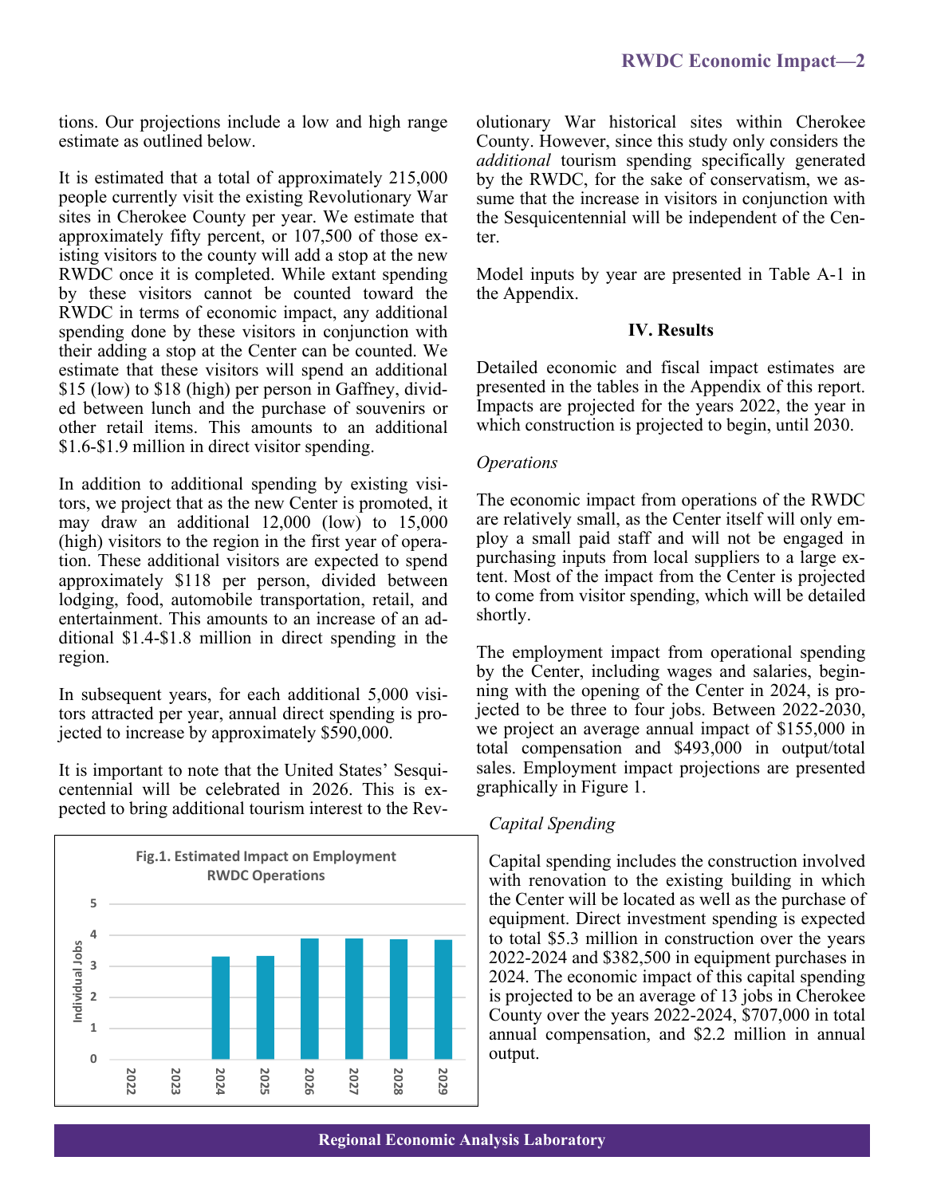tions. Our projections include a low and high range estimate as outlined below.

It is estimated that a total of approximately 215,000 people currently visit the existing Revolutionary War sites in Cherokee County per year. We estimate that approximately fifty percent, or 107,500 of those existing visitors to the county will add a stop at the new RWDC once it is completed. While extant spending by these visitors cannot be counted toward the RWDC in terms of economic impact, any additional spending done by these visitors in conjunction with their adding a stop at the Center can be counted. We estimate that these visitors will spend an additional $15 (low) to $18 (high) per person in Gaffney, divided between lunch and the purchase of souvenirs or other retail items. This amounts to an additional $1.6-$1.9 million in direct visitor spending.

In addition to additional spending by existing visitors, we project that as the new Center is promoted, it may draw an additional 12,000 (low) to 15,000 (high) visitors to the region in the first year of operation. These additional visitors are expected to spend approximately $118 per person, divided between lodging, food, automobile transportation, retail, and entertainment. This amounts to an increase of an additional $1.4-$1.8 million in direct spending in the region.

In subsequent years, for each additional 5,000 visitors attracted per year, annual direct spending is projected to increase by approximately $590,000.

It is important to note that the United States' Sesquicentennial will be celebrated in 2026. This is expected to bring additional tourism interest to the Revolutionary War historical sites within Cherokee County. However, since this study only considers the *additional* tourism spending specifically generated by the RWDC, for the sake of conservatism, we assume that the increase in visitors in conjunction with the Sesquicentennial will be independent of the Center.

Model inputs by year are presented in Table A-1 in the Appendix.

## IV. Results

Detailed economic and fiscal impact estimates are presented in the tables in the Appendix of this report. Impacts are projected for the years 2022, the year in which construction is projected to begin, until 2030.

*Operations*

The economic impact from operations of the RWDC are relatively small, as the Center itself will only employ a small paid staff and will not be engaged in purchasing inputs from local suppliers to a large extent. Most of the impact from the Center is projected to come from visitor spending, which will be detailed shortly.

The employment impact from operational spending by the Center, including wages and salaries, beginning with the opening of the Center in 2024, is projected to be three to four jobs. Between 2022-2030, we project an average annual impact of $155,000 in total compensation and $493,000 in output/total sales. Employment impact projections are presented graphically in Figure 1.

**Fig.1. Estimated Impact on Employment RWDC Operations**

| Year | Individual Jobs |
|---|---|
| 2022 | 0 |
| 2023 | 0 |
| 2024 | ~3.3 |
| 2025 | ~3.3 |
| 2026 | ~3.9 |
| 2027 | ~3.9 |
| 2028 | ~3.9 |
| 2029 | ~3.85 |

*Capital Spending*

Capital spending includes the construction involved with renovation to the existing building in which the Center will be located as well as the purchase of equipment. Direct investment spending is expected to total $5.3 million in construction over the years 2022-2024 and $382,500 in equipment purchases in 2024. The economic impact of this capital spending is projected to be an average of 13 jobs in Cherokee County over the years 2022-2024, $707,000 in total annual compensation, and $2.2 million in annual output.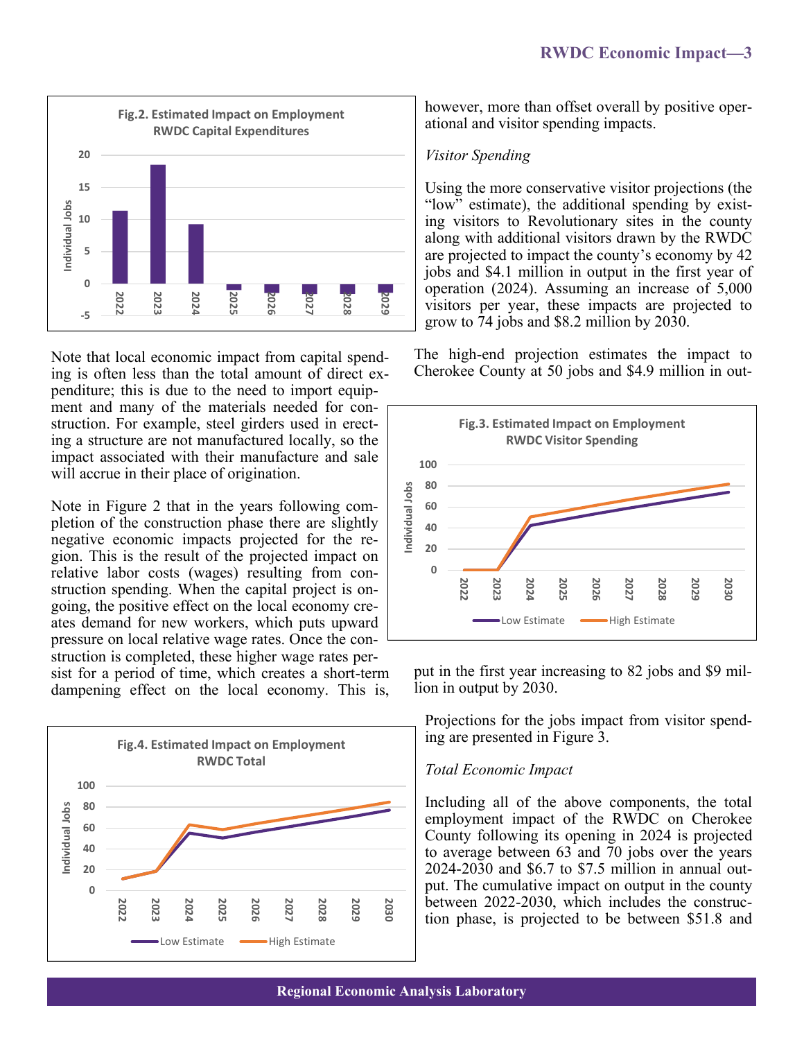**Fig.2. Estimated Impact on Employment RWDC Capital Expenditures**

Note that local economic impact from capital spending is often less than the total amount of direct expenditure; this is due to the need to import equipment and many of the materials needed for construction. For example, steel girders used in erecting a structure are not manufactured locally, so the impact associated with their manufacture and sale will accrue in their place of origination.

Note in Figure 2 that in the years following completion of the construction phase there are slightly negative economic impacts projected for the region. This is the result of the projected impact on relative labor costs (wages) resulting from construction spending. When the capital project is ongoing, the positive effect on the local economy creates demand for new workers, which puts upward pressure on local relative wage rates. Once the construction is completed, these higher wage rates persist for a period of time, which creates a short-term dampening effect on the local economy. This is, however, more than offset overall by positive operational and visitor spending impacts.

*Visitor Spending*

Using the more conservative visitor projections (the "low" estimate), the additional spending by existing visitors to Revolutionary sites in the county along with additional visitors drawn by the RWDC are projected to impact the county's economy by 42 jobs and $4.1 million in output in the first year of operation (2024). Assuming an increase of 5,000 visitors per year, these impacts are projected to grow to 74 jobs and $8.2 million by 2030.

The high-end projection estimates the impact to Cherokee County at 50 jobs and $4.9 million in output in the first year increasing to 82 jobs and $9 million in output by 2030.

**Fig.3. Estimated Impact on Employment RWDC Visitor Spending**

Projections for the jobs impact from visitor spending are presented in Figure 3.

*Total Economic Impact*

Including all of the above components, the total employment impact of the RWDC on Cherokee County following its opening in 2024 is projected to average between 63 and 70 jobs over the years 2024-2030 and $6.7 to $7.5 million in annual output. The cumulative impact on output in the county between 2022-2030, which includes the construction phase, is projected to be between $51.8 and

**Fig.4. Estimated Impact on Employment RWDC Total**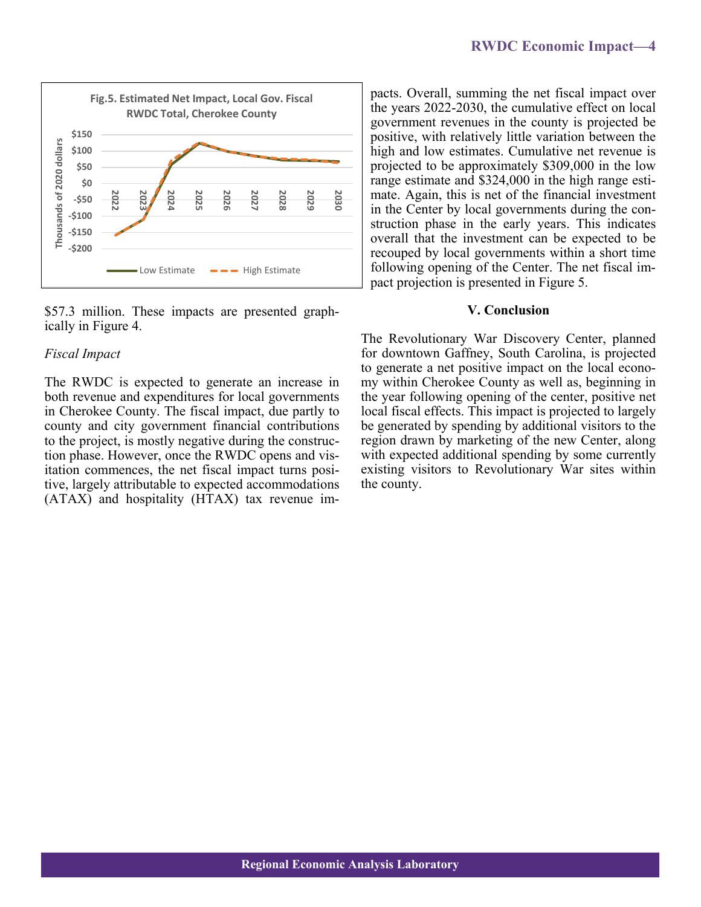**Fig.5. Estimated Net Impact, Local Gov. Fiscal RWDC Total, Cherokee County**

$57.3 million. These impacts are presented graphically in Figure 4.

*Fiscal Impact*

The RWDC is expected to generate an increase in both revenue and expenditures for local governments in Cherokee County. The fiscal impact, due partly to county and city government financial contributions to the project, is mostly negative during the construction phase. However, once the RWDC opens and visitation commences, the net fiscal impact turns positive, largely attributable to expected accommodations (ATAX) and hospitality (HTAX) tax revenue impacts. Overall, summing the net fiscal impact over the years 2022-2030, the cumulative effect on local government revenues in the county is projected be positive, with relatively little variation between the high and low estimates. Cumulative net revenue is projected to be approximately $309,000 in the low range estimate and $324,000 in the high range estimate. Again, this is net of the financial investment in the Center by local governments during the construction phase in the early years. This indicates overall that the investment can be expected to be recouped by local governments within a short time following opening of the Center. The net fiscal impact projection is presented in Figure 5.

## V. Conclusion

The Revolutionary War Discovery Center, planned for downtown Gaffney, South Carolina, is projected to generate a net positive impact on the local economy within Cherokee County as well as, beginning in the year following opening of the center, positive net local fiscal effects. This impact is projected to largely be generated by spending by additional visitors to the region drawn by marketing of the new Center, along with expected additional spending by some currently existing visitors to Revolutionary War sites within the county.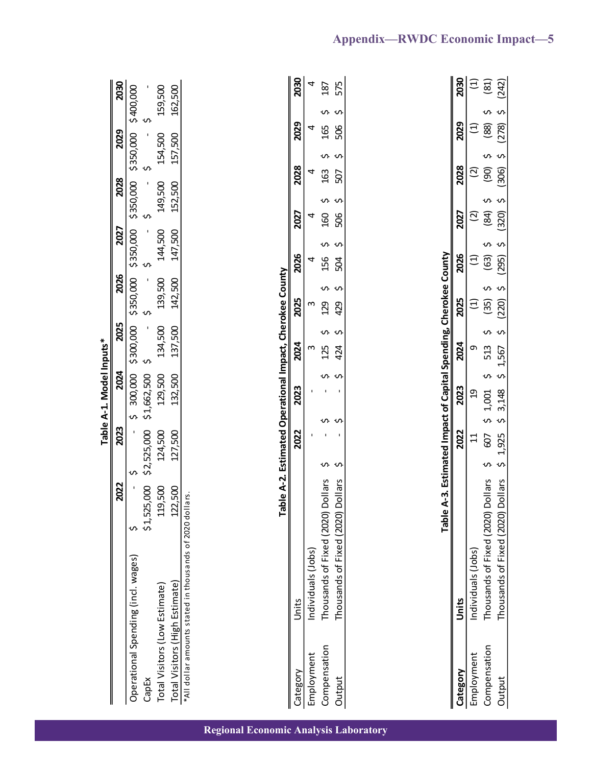### Table A-1. Model Inputs*

| | 2022 | 2023 | 2024 | 2025 | 2026 | 2027 | 2028 | 2029 | 2030 |
|---|---|---|---|---|---|---|---|---|---|
| Operational Spending (incl. wages) | $ - | $ - | $ 300,000 | $300,000 | $350,000 | $350,000 | $350,000 | $350,000 | $400,000 |
| CapEx | $1,525,000 | $2,525,000 | $1,662,500 | $ - | $ - | $ - | $ - | $ - | $ - |
| Total Visitors (Low Estimate) | 119,500 | 124,500 | 129,500 | 134,500 | 139,500 | 144,500 | 149,500 | 154,500 | 159,500 |
| Total Visitors (High Estimate) | 122,500 | 127,500 | 132,500 | 137,500 | 142,500 | 147,500 | 152,500 | 157,500 | 162,500 |

*All dollar amounts stated in thousands of 2020 dollars.

### Table A-2. Estimated Operational Impact, Cherokee County

| Category | Units | 2022 | 2023 | 2024 | 2025 | 2026 | 2027 | 2028 | 2029 | 2030 |
|---|---|---|---|---|---|---|---|---|---|---|
| Employment | Individuals (Jobs) | - | - | 3 | 3 | 4 | 4 | 4 | 4 | 4 |
| Compensation | Thousands of Fixed (2020) Dollars | $ - | $ - | $ 125 | $ 129 | $ 156 | $ 160 | $ 163 | $ 165 | $ 187 |
| Output | Thousands of Fixed (2020) Dollars | $ - | $ - | $ 424 | $ 429 | $ 504 | $ 506 | $ 507 | $ 506 | $ 575 |

### Table A-3. Estimated Impact of Capital Spending, Cherokee County

| Category | Units | 2022 | 2023 | 2024 | 2025 | 2026 | 2027 | 2028 | 2029 | 2030 |
|---|---|---|---|---|---|---|---|---|---|---|
| Employment | Individuals (Jobs) | 11 | 19 | 9 | (1) | (1) | (2) | (2) | (1) | (1) |
| Compensation | Thousands of Fixed (2020) Dollars | $ 607 | $ 1,001 | $ 513 | $ (35) | $ (63) | $ (84) | $ (90) | $ (88) | $ (81) |
| Output | Thousands of Fixed (2020) Dollars | $ 1,925 | $ 3,148 | $ 1,567 | $ (220) | $ (295) | $ (320) | $ (306) | $ (278) | $ (242) |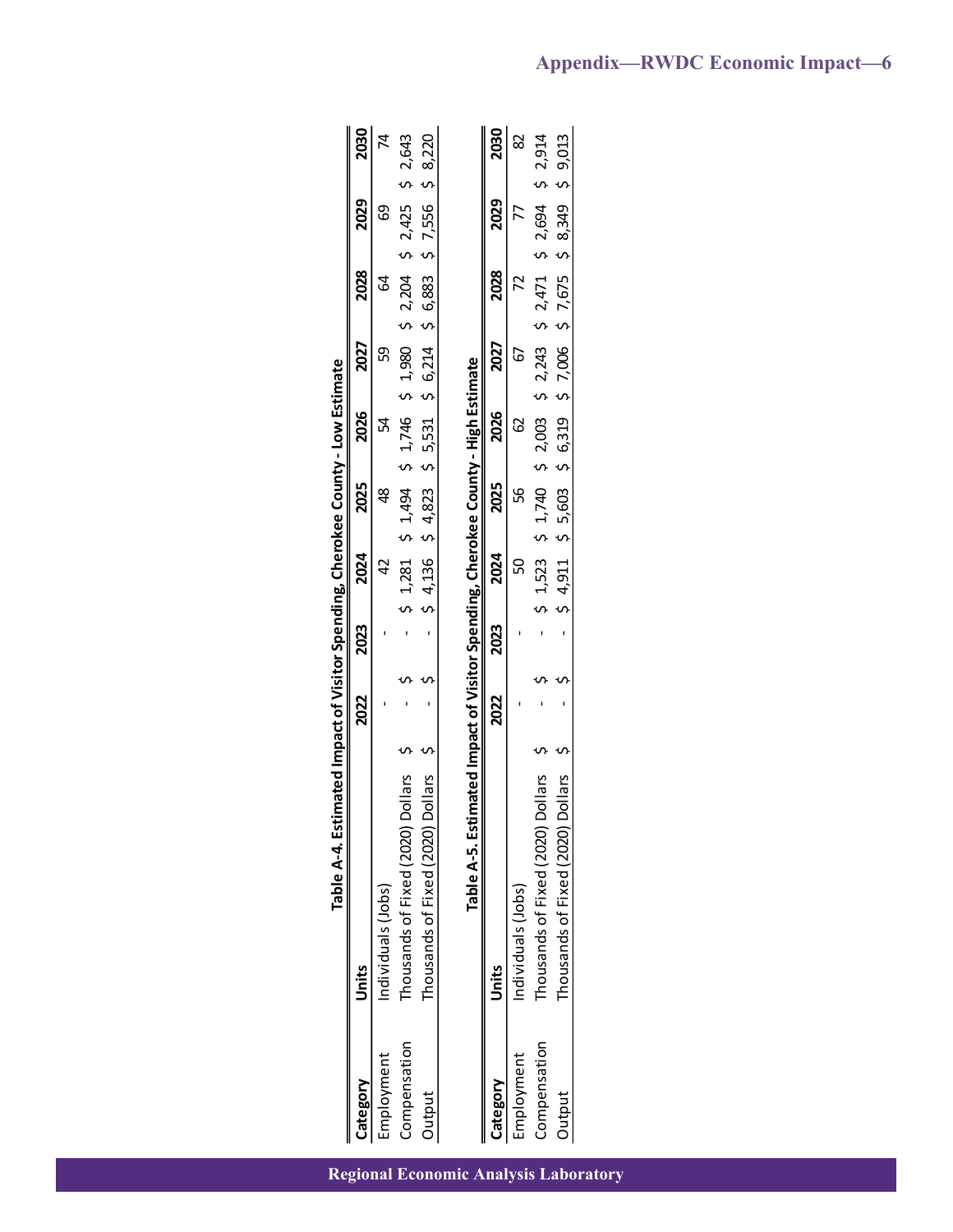### Table A-4. Estimated Impact of Visitor Spending, Cherokee County - Low Estimate

| Category | Units | 2022 | 2023 | 2024 | 2025 | 2026 | 2027 | 2028 | 2029 | 2030 |
|---|---|---|---|---|---|---|---|---|---|---|
| Employment | Individuals (Jobs) | - | - | 42 | 48 | 54 | 59 | 64 | 69 | 74 |
| Compensation | Thousands of Fixed (2020) Dollars | $ - | $ - | $ 1,281 | $ 1,494 | $ 1,746 | $ 1,980 | $ 2,204 | $ 2,425 | $ 2,643 |
| Output | Thousands of Fixed (2020) Dollars | $ - | $ - | $ 4,136 | $ 4,823 | $ 5,531 | $ 6,214 | $ 6,883 | $ 7,556 | $ 8,220 |

### Table A-5. Estimated Impact of Visitor Spending, Cherokee County - High Estimate

| Category | Units | 2022 | 2023 | 2024 | 2025 | 2026 | 2027 | 2028 | 2029 | 2030 |
|---|---|---|---|---|---|---|---|---|---|---|
| Employment | Individuals (Jobs) | - | - | 50 | 56 | 62 | 67 | 72 | 77 | 82 |
| Compensation | Thousands of Fixed (2020) Dollars | $ - | $ - | $ 1,523 | $ 1,740 | $ 2,003 | $ 2,243 | $ 2,471 | $ 2,694 | $ 2,914 |
| Output | Thousands of Fixed (2020) Dollars | $ - | $ - | $ 4,911 | $ 5,603 | $ 6,319 | $ 7,006 | $ 7,675 | $ 8,349 | $ 9,013 |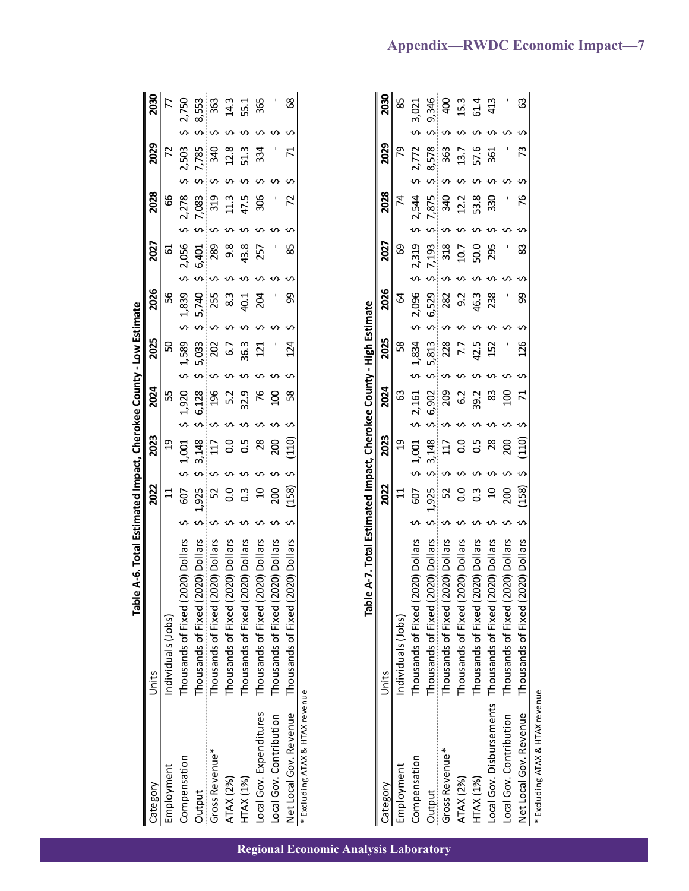**Table A-6. Total Estimated Impact, Cherokee County - Low Estimate**

| Category | Units | 2022 | 2023 | 2024 | 2025 | 2026 | 2027 | 2028 | 2029 | 2030 |
|---|---|---|---|---|---|---|---|---|---|---|
| Employment | Individuals (Jobs) | 11 | 19 | 55 | 50 | 56 | 61 | 66 | 72 | 77 |
| Compensation | Thousands of Fixed (2020) Dollars | $ 607 | $ 1,001 | $ 1,920 | $ 1,589 | $ 1,839 | $ 2,056 | $ 2,278 | $ 2,503 | $ 2,750 |
| Output | Thousands of Fixed (2020) Dollars | $ 1,925 | $ 3,148 | $ 6,128 | $ 5,033 | $ 5,740 | $ 6,401 | $ 7,083 | $ 7,785 | $ 8,553 |
| Gross Revenue* | Thousands of Fixed (2020) Dollars | $ 52 | $ 117 | $ 196 | $ 202 | $ 255 | $ 289 | $ 319 | $ 340 | $ 363 |
| ATAX (2%) | Thousands of Fixed (2020) Dollars | $ 0.0 | $ 0.0 | $ 5.2 | $ 6.7 | $ 8.3 | $ 9.8 | $ 11.3 | $ 12.8 | $ 14.3 |
| HTAX (1%) | Thousands of Fixed (2020) Dollars | $ 0.3 | $ 0.5 | $ 32.9 | $ 36.3 | $ 40.1 | $ 43.8 | $ 47.5 | $ 51.3 | $ 55.1 |
| Local Gov. Expenditures | Thousands of Fixed (2020) Dollars | $ 10 | $ 28 | $ 76 | $ 121 | $ 204 | $ 257 | $ 306 | $ 334 | $ 365 |
| Local Gov. Contribution | Thousands of Fixed (2020) Dollars | $ 200 | $ 200 | $ 100 | $ - | $ - | $ - | $ - | $ - | $ - |
| Net Local Gov. Revenue | Thousands of Fixed (2020) Dollars | $ (158) | $ (110) | $ 58 | $ 124 | $ 99 | $ 85 | $ 72 | $ 71 | $ 68 |

\* Excluding ATAX & HTAX revenue

**Table A-7. Total Estimated Impact, Cherokee County - High Estimate**

| Category | Units | 2022 | 2023 | 2024 | 2025 | 2026 | 2027 | 2028 | 2029 | 2030 |
|---|---|---|---|---|---|---|---|---|---|---|
| Employment | Individuals (Jobs) | 11 | 19 | 63 | 58 | 64 | 69 | 74 | 79 | 85 |
| Compensation | Thousands of Fixed (2020) Dollars | $ 607 | $ 1,001 | $ 2,161 | $ 1,834 | $ 2,096 | $ 2,319 | $ 2,544 | $ 2,772 | $ 3,021 |
| Output | Thousands of Fixed (2020) Dollars | $ 1,925 | $ 3,148 | $ 6,902 | $ 5,813 | $ 6,529 | $ 7,193 | $ 7,875 | $ 8,578 | $ 9,346 |
| Gross Revenue* | Thousands of Fixed (2020) Dollars | $ 52 | $ 117 | $ 209 | $ 228 | $ 282 | $ 318 | $ 340 | $ 363 | $ 400 |
| ATAX (2%) | Thousands of Fixed (2020) Dollars | $ 0.0 | $ 0.0 | $ 6.2 | $ 7.7 | $ 9.2 | $ 10.7 | $ 12.2 | $ 13.7 | $ 15.3 |
| HTAX (1%) | Thousands of Fixed (2020) Dollars | $ 0.3 | $ 0.5 | $ 39.2 | $ 42.5 | $ 46.3 | $ 50.0 | $ 53.8 | $ 57.6 | $ 61.4 |
| Local Gov. Disbursements | Thousands of Fixed (2020) Dollars | $ 10 | $ 28 | $ 83 | $ 152 | $ 238 | $ 295 | $ 330 | $ 361 | $ 413 |
| Local Gov. Contribution | Thousands of Fixed (2020) Dollars | $ 200 | $ 200 | $ 100 | $ - | $ - | $ - | $ - | $ - | $ - |
| Net Local Gov. Revenue | Thousands of Fixed (2020) Dollars | $ (158) | $ (110) | $ 71 | $ 126 | $ 99 | $ 83 | $ 76 | $ 73 | $ 63 |

\* Excluding ATAX & HTAX revenue